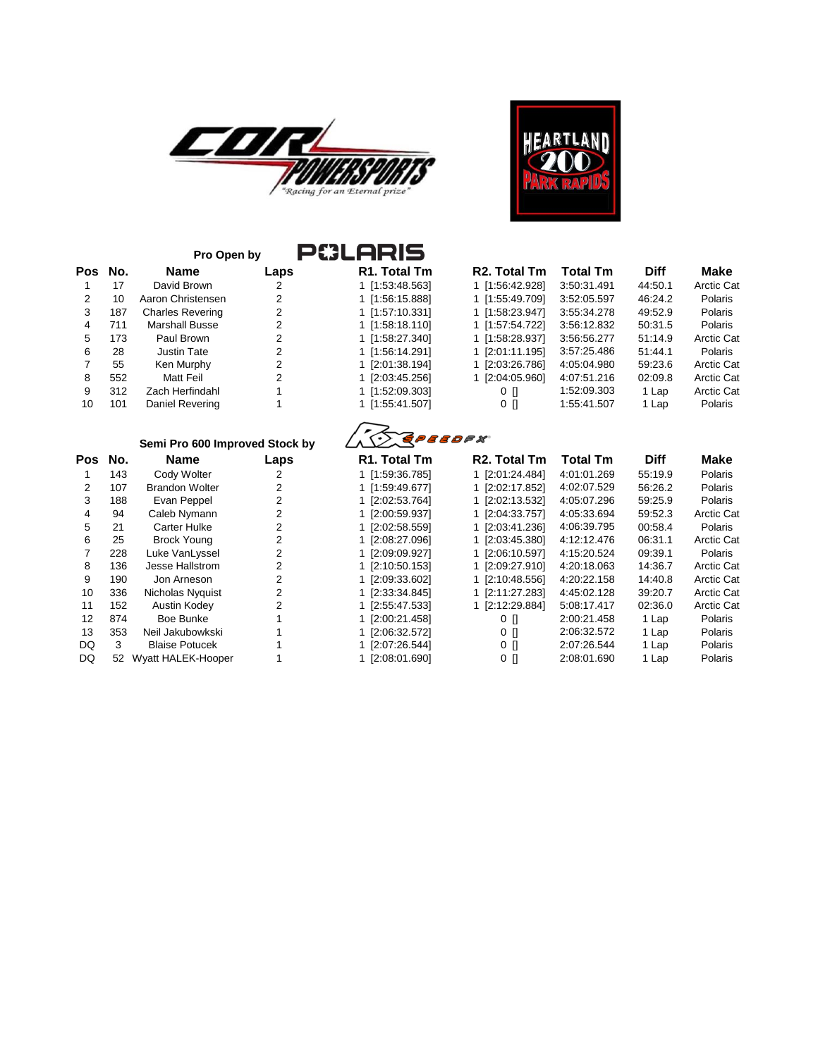COR POWERSPORTS "Racing for an Eternal prize"

HEARTLAND 200 PARK RAPIDS

### Pro Open by POLARIS

| Pos | No. | Name | Laps | R1. Total Tm | R2. Total Tm | Total Tm | Diff | Make |
|---|---|---|---|---|---|---|---|---|
| 1 | 17 | David Brown | 2 | 1 [1:53:48.563] | 1 [1:56:42.928] | 3:50:31.491 | 44:50.1 | Arctic Cat |
| 2 | 10 | Aaron Christensen | 2 | 1 [1:56:15.888] | 1 [1:55:49.709] | 3:52:05.597 | 46:24.2 | Polaris |
| 3 | 187 | Charles Revering | 2 | 1 [1:57:10.331] | 1 [1:58:23.947] | 3:55:34.278 | 49:52.9 | Polaris |
| 4 | 711 | Marshall Busse | 2 | 1 [1:58:18.110] | 1 [1:57:54.722] | 3:56:12.832 | 50:31.5 | Polaris |
| 5 | 173 | Paul Brown | 2 | 1 [1:58:27.340] | 1 [1:58:28.937] | 3:56:56.277 | 51:14.9 | Arctic Cat |
| 6 | 28 | Justin Tate | 2 | 1 [1:56:14.291] | 1 [2:01:11.195] | 3:57:25.486 | 51:44.1 | Polaris |
| 7 | 55 | Ken Murphy | 2 | 1 [2:01:38.194] | 1 [2:03:26.786] | 4:05:04.980 | 59:23.6 | Arctic Cat |
| 8 | 552 | Matt Feil | 2 | 1 [2:03:45.256] | 1 [2:04:05.960] | 4:07:51.216 | 02:09.8 | Arctic Cat |
| 9 | 312 | Zach Herfindahl | 1 | 1 [1:52:09.303] | 0 [] | 1:52:09.303 | 1 Lap | Arctic Cat |
| 10 | 101 | Daniel Revering | 1 | 1 [1:55:41.507] | 0 [] | 1:55:41.507 | 1 Lap | Polaris |

### Semi Pro 600 Improved Stock by RX SPEEDFX

| Pos | No. | Name | Laps | R1. Total Tm | R2. Total Tm | Total Tm | Diff | Make |
|---|---|---|---|---|---|---|---|---|
| 1 | 143 | Cody Wolter | 2 | 1 [1:59:36.785] | 1 [2:01:24.484] | 4:01:01.269 | 55:19.9 | Polaris |
| 2 | 107 | Brandon Wolter | 2 | 1 [1:59:49.677] | 1 [2:02:17.852] | 4:02:07.529 | 56:26.2 | Polaris |
| 3 | 188 | Evan Peppel | 2 | 1 [2:02:53.764] | 1 [2:02:13.532] | 4:05:07.296 | 59:25.9 | Polaris |
| 4 | 94 | Caleb Nymann | 2 | 1 [2:00:59.937] | 1 [2:04:33.757] | 4:05:33.694 | 59:52.3 | Arctic Cat |
| 5 | 21 | Carter Hulke | 2 | 1 [2:02:58.559] | 1 [2:03:41.236] | 4:06:39.795 | 00:58.4 | Polaris |
| 6 | 25 | Brock Young | 2 | 1 [2:08:27.096] | 1 [2:03:45.380] | 4:12:12.476 | 06:31.1 | Arctic Cat |
| 7 | 228 | Luke VanLyssel | 2 | 1 [2:09:09.927] | 1 [2:06:10.597] | 4:15:20.524 | 09:39.1 | Polaris |
| 8 | 136 | Jesse Hallstrom | 2 | 1 [2:10:50.153] | 1 [2:09:27.910] | 4:20:18.063 | 14:36.7 | Arctic Cat |
| 9 | 190 | Jon Arneson | 2 | 1 [2:09:33.602] | 1 [2:10:48.556] | 4:20:22.158 | 14:40.8 | Arctic Cat |
| 10 | 336 | Nicholas Nyquist | 2 | 1 [2:33:34.845] | 1 [2:11:27.283] | 4:45:02.128 | 39:20.7 | Arctic Cat |
| 11 | 152 | Austin Kodey | 2 | 1 [2:55:47.533] | 1 [2:12:29.884] | 5:08:17.417 | 02:36.0 | Arctic Cat |
| 12 | 874 | Boe Bunke | 1 | 1 [2:00:21.458] | 0 [] | 2:00:21.458 | 1 Lap | Polaris |
| 13 | 353 | Neil Jakubowkski | 1 | 1 [2:06:32.572] | 0 [] | 2:06:32.572 | 1 Lap | Polaris |
| DQ | 3 | Blaise Potucek | 1 | 1 [2:07:26.544] | 0 [] | 2:07:26.544 | 1 Lap | Polaris |
| DQ | 52 | Wyatt HALEK-Hooper | 1 | 1 [2:08:01.690] | 0 [] | 2:08:01.690 | 1 Lap | Polaris |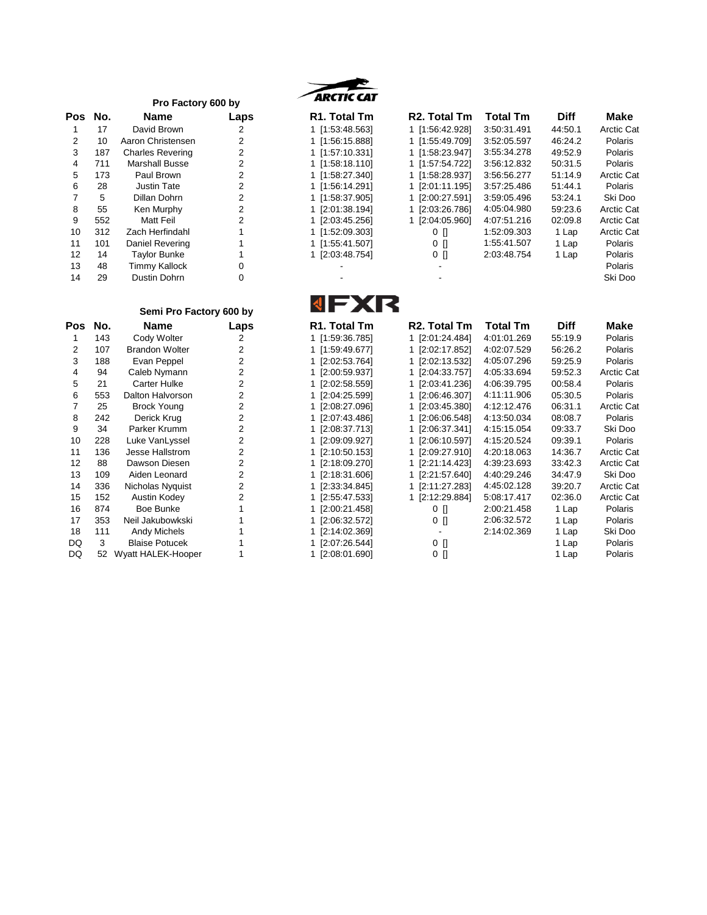## Pro Factory 600 by ARCTIC CAT

| Pos | No. | Name | Laps | R1. Total Tm | R2. Total Tm | Total Tm | Diff | Make |
|---|---|---|---|---|---|---|---|---|
| 1 | 17 | David Brown | 2 | 1 [1:53:48.563] | 1 [1:56:42.928] | 3:50:31.491 | 44:50.1 | Arctic Cat |
| 2 | 10 | Aaron Christensen | 2 | 1 [1:56:15.888] | 1 [1:55:49.709] | 3:52:05.597 | 46:24.2 | Polaris |
| 3 | 187 | Charles Revering | 2 | 1 [1:57:10.331] | 1 [1:58:23.947] | 3:55:34.278 | 49:52.9 | Polaris |
| 4 | 711 | Marshall Busse | 2 | 1 [1:58:18.110] | 1 [1:57:54.722] | 3:56:12.832 | 50:31.5 | Polaris |
| 5 | 173 | Paul Brown | 2 | 1 [1:58:27.340] | 1 [1:58:28.937] | 3:56:56.277 | 51:14.9 | Arctic Cat |
| 6 | 28 | Justin Tate | 2 | 1 [1:56:14.291] | 1 [2:01:11.195] | 3:57:25.486 | 51:44.1 | Polaris |
| 7 | 5 | Dillan Dohrn | 2 | 1 [1:58:37.905] | 1 [2:00:27.591] | 3:59:05.496 | 53:24.1 | Ski Doo |
| 8 | 55 | Ken Murphy | 2 | 1 [2:01:38.194] | 1 [2:03:26.786] | 4:05:04.980 | 59:23.6 | Arctic Cat |
| 9 | 552 | Matt Feil | 2 | 1 [2:03:45.256] | 1 [2:04:05.960] | 4:07:51.216 | 02:09.8 | Arctic Cat |
| 10 | 312 | Zach Herfindahl | 1 | 1 [1:52:09.303] | 0 [] | 1:52:09.303 | 1 Lap | Arctic Cat |
| 11 | 101 | Daniel Revering | 1 | 1 [1:55:41.507] | 0 [] | 1:55:41.507 | 1 Lap | Polaris |
| 12 | 14 | Taylor Bunke | 1 | 1 [2:03:48.754] | 0 [] | 2:03:48.754 | 1 Lap | Polaris |
| 13 | 48 | Timmy Kallock | 0 | - | - | | | Polaris |
| 14 | 29 | Dustin Dohrn | 0 | - | - | | | Ski Doo |

## Semi Pro Factory 600 by FXR

| Pos | No. | Name | Laps | R1. Total Tm | R2. Total Tm | Total Tm | Diff | Make |
|---|---|---|---|---|---|---|---|---|
| 1 | 143 | Cody Wolter | 2 | 1 [1:59:36.785] | 1 [2:01:24.484] | 4:01:01.269 | 55:19.9 | Polaris |
| 2 | 107 | Brandon Wolter | 2 | 1 [1:59:49.677] | 1 [2:02:17.852] | 4:02:07.529 | 56:26.2 | Polaris |
| 3 | 188 | Evan Peppel | 2 | 1 [2:02:53.764] | 1 [2:02:13.532] | 4:05:07.296 | 59:25.9 | Polaris |
| 4 | 94 | Caleb Nymann | 2 | 1 [2:00:59.937] | 1 [2:04:33.757] | 4:05:33.694 | 59:52.3 | Arctic Cat |
| 5 | 21 | Carter Hulke | 2 | 1 [2:02:58.559] | 1 [2:03:41.236] | 4:06:39.795 | 00:58.4 | Polaris |
| 6 | 553 | Dalton Halvorson | 2 | 1 [2:04:25.599] | 1 [2:06:46.307] | 4:11:11.906 | 05:30.5 | Polaris |
| 7 | 25 | Brock Young | 2 | 1 [2:08:27.096] | 1 [2:03:45.380] | 4:12:12.476 | 06:31.1 | Arctic Cat |
| 8 | 242 | Derick Krug | 2 | 1 [2:07:43.486] | 1 [2:06:06.548] | 4:13:50.034 | 08:08.7 | Polaris |
| 9 | 34 | Parker Krumm | 2 | 1 [2:08:37.713] | 1 [2:06:37.341] | 4:15:15.054 | 09:33.7 | Ski Doo |
| 10 | 228 | Luke VanLyssel | 2 | 1 [2:09:09.927] | 1 [2:06:10.597] | 4:15:20.524 | 09:39.1 | Polaris |
| 11 | 136 | Jesse Hallstrom | 2 | 1 [2:10:50.153] | 1 [2:09:27.910] | 4:20:18.063 | 14:36.7 | Arctic Cat |
| 12 | 88 | Dawson Diesen | 2 | 1 [2:18:09.270] | 1 [2:21:14.423] | 4:39:23.693 | 33:42.3 | Arctic Cat |
| 13 | 109 | Aiden Leonard | 2 | 1 [2:18:31.606] | 1 [2:21:57.640] | 4:40:29.246 | 34:47.9 | Ski Doo |
| 14 | 336 | Nicholas Nyquist | 2 | 1 [2:33:34.845] | 1 [2:11:27.283] | 4:45:02.128 | 39:20.7 | Arctic Cat |
| 15 | 152 | Austin Kodey | 2 | 1 [2:55:47.533] | 1 [2:12:29.884] | 5:08:17.417 | 02:36.0 | Arctic Cat |
| 16 | 874 | Boe Bunke | 1 | 1 [2:00:21.458] | 0 [] | 2:00:21.458 | 1 Lap | Polaris |
| 17 | 353 | Neil Jakubowkski | 1 | 1 [2:06:32.572] | 0 [] | 2:06:32.572 | 1 Lap | Polaris |
| 18 | 111 | Andy Michels | 1 | 1 [2:14:02.369] | - | 2:14:02.369 | 1 Lap | Ski Doo |
| DQ | 3 | Blaise Potucek | 1 | 1 [2:07:26.544] | 0 [] | | 1 Lap | Polaris |
| DQ | 52 | Wyatt HALEK-Hooper | 1 | 1 [2:08:01.690] | 0 [] | | 1 Lap | Polaris |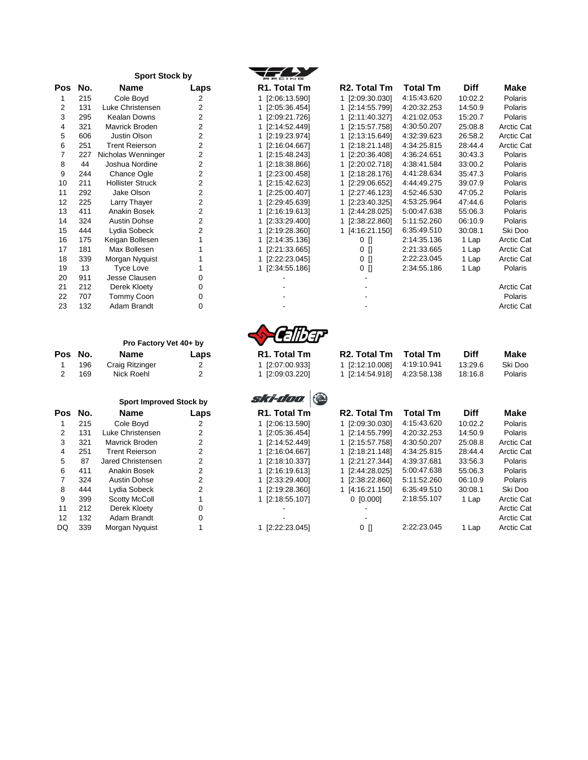### Sport Stock by

| Pos | No. | Name | Laps | R1. Total Tm | R2. Total Tm | Total Tm | Diff | Make |
|---|---|---|---|---|---|---|---|---|
| 1 | 215 | Cole Boyd | 2 | 1 [2:06:13.590] | 1 [2:09:30.030] | 4:15:43.620 | 10:02.2 | Polaris |
| 2 | 131 | Luke Christensen | 2 | 1 [2:05:36.454] | 1 [2:14:55.799] | 4:20:32.253 | 14:50.9 | Polaris |
| 3 | 295 | Kealan Downs | 2 | 1 [2:09:21.726] | 1 [2:11:40.327] | 4:21:02.053 | 15:20.7 | Polaris |
| 4 | 321 | Mavrick Broden | 2 | 1 [2:14:52.449] | 1 [2:15:57.758] | 4:30:50.207 | 25:08.8 | Arctic Cat |
| 5 | 606 | Justin Olson | 2 | 1 [2:19:23.974] | 1 [2:13:15.649] | 4:32:39.623 | 26:58.2 | Arctic Cat |
| 6 | 251 | Trent Reierson | 2 | 1 [2:16:04.667] | 1 [2:18:21.148] | 4:34:25.815 | 28:44.4 | Arctic Cat |
| 7 | 227 | Nicholas Wenninger | 2 | 1 [2:15:48.243] | 1 [2:20:36.408] | 4:36:24.651 | 30:43.3 | Polaris |
| 8 | 44 | Joshua Nordine | 2 | 1 [2:18:38.866] | 1 [2:20:02.718] | 4:38:41.584 | 33:00.2 | Polaris |
| 9 | 244 | Chance Ogle | 2 | 1 [2:23:00.458] | 1 [2:18:28.176] | 4:41:28.634 | 35:47.3 | Polaris |
| 10 | 211 | Hollister Struck | 2 | 1 [2:15:42.623] | 1 [2:29:06.652] | 4:44:49.275 | 39:07.9 | Polaris |
| 11 | 292 | Jake Olson | 2 | 1 [2:25:00.407] | 1 [2:27:46.123] | 4:52:46.530 | 47:05.2 | Polaris |
| 12 | 225 | Larry Thayer | 2 | 1 [2:29:45.639] | 1 [2:23:40.325] | 4:53:25.964 | 47:44.6 | Polaris |
| 13 | 411 | Anakin Bosek | 2 | 1 [2:16:19.613] | 1 [2:44:28.025] | 5:00:47.638 | 55:06.3 | Polaris |
| 14 | 324 | Austin Dohse | 2 | 1 [2:33:29.400] | 1 [2:38:22.860] | 5:11:52.260 | 06:10.9 | Polaris |
| 15 | 444 | Lydia Sobeck | 2 | 1 [2:19:28.360] | 1 [4:16:21.150] | 6:35:49.510 | 30:08.1 | Ski Doo |
| 16 | 175 | Keigan Bollesen | 1 | 1 [2:14:35.136] | 0 [] | 2:14:35.136 | 1 Lap | Arctic Cat |
| 17 | 181 | Max Bollesen | 1 | 1 [2:21:33.665] | 0 [] | 2:21:33.665 | 1 Lap | Arctic Cat |
| 18 | 339 | Morgan Nyquist | 1 | 1 [2:22:23.045] | 0 [] | 2:22:23.045 | 1 Lap | Arctic Cat |
| 19 | 13 | Tyce Love | 1 | 1 [2:34:55.186] | 0 [] | 2:34:55.186 | 1 Lap | Polaris |
| 20 | 911 | Jesse Clausen | 0 | - | - | | | |
| 21 | 212 | Derek Kloety | 0 | - | - | | | Arctic Cat |
| 22 | 707 | Tommy Coon | 0 | - | - | | | Polaris |
| 23 | 132 | Adam Brandt | 0 | - | - | | | Arctic Cat |

### Pro Factory Vet 40+ by

| Pos | No. | Name | Laps | R1. Total Tm | R2. Total Tm | Total Tm | Diff | Make |
|---|---|---|---|---|---|---|---|---|
| 1 | 196 | Craig Ritzinger | 2 | 1 [2:07:00.933] | 1 [2:12:10.008] | 4:19:10.941 | 13:29.6 | Ski Doo |
| 2 | 169 | Nick Roehl | 2 | 1 [2:09:03.220] | 1 [2:14:54.918] | 4:23:58.138 | 18:16.8 | Polaris |

### Sport Improved Stock by

| Pos | No. | Name | Laps | R1. Total Tm | R2. Total Tm | Total Tm | Diff | Make |
|---|---|---|---|---|---|---|---|---|
| 1 | 215 | Cole Boyd | 2 | 1 [2:06:13.590] | 1 [2:09:30.030] | 4:15:43.620 | 10:02.2 | Polaris |
| 2 | 131 | Luke Christensen | 2 | 1 [2:05:36.454] | 1 [2:14:55.799] | 4:20:32.253 | 14:50.9 | Polaris |
| 3 | 321 | Mavrick Broden | 2 | 1 [2:14:52.449] | 1 [2:15:57.758] | 4:30:50.207 | 25:08.8 | Arctic Cat |
| 4 | 251 | Trent Reierson | 2 | 1 [2:16:04.667] | 1 [2:18:21.148] | 4:34:25.815 | 28:44.4 | Arctic Cat |
| 5 | 87 | Jared Christensen | 2 | 1 [2:18:10.337] | 1 [2:21:27.344] | 4:39:37.681 | 33:56.3 | Polaris |
| 6 | 411 | Anakin Bosek | 2 | 1 [2:16:19.613] | 1 [2:44:28.025] | 5:00:47.638 | 55:06.3 | Polaris |
| 7 | 324 | Austin Dohse | 2 | 1 [2:33:29.400] | 1 [2:38:22.860] | 5:11:52.260 | 06:10.9 | Polaris |
| 8 | 444 | Lydia Sobeck | 2 | 1 [2:19:28.360] | 1 [4:16:21.150] | 6:35:49.510 | 30:08.1 | Ski Doo |
| 9 | 399 | Scotty McColl | 1 | 1 [2:18:55.107] | 0 [0.000] | 2:18:55.107 | 1 Lap | Arctic Cat |
| 11 | 212 | Derek Kloety | 0 | - | - | | | Arctic Cat |
| 12 | 132 | Adam Brandt | 0 | - | - | | | Arctic Cat |
| DQ | 339 | Morgan Nyquist | 1 | 1 [2:22:23.045] | 0 [] | 2:22:23.045 | 1 Lap | Arctic Cat |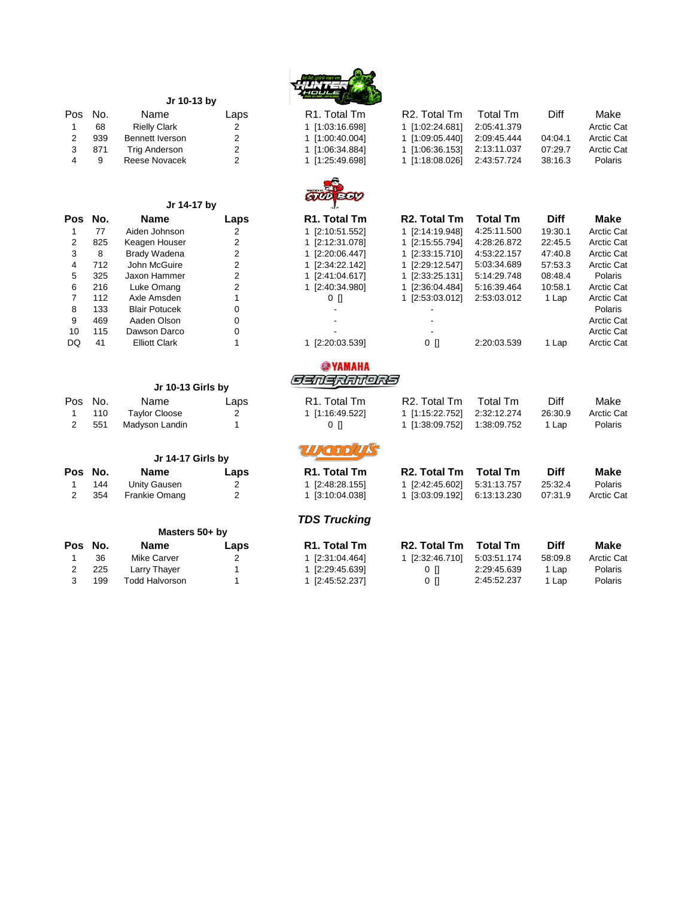### Jr 10-13 by

| Pos | No. | Name | Laps | R1. Total Tm | R2. Total Tm | Total Tm | Diff | Make |
|---|---|---|---|---|---|---|---|---|
| 1 | 68 | Rielly Clark | 2 | 1 [1:03:16.698] | 1 [1:02:24.681] | 2:05:41.379 | | Arctic Cat |
| 2 | 939 | Bennett Iverson | 2 | 1 [1:00:40.004] | 1 [1:09:05.440] | 2:09:45.444 | 04:04.1 | Arctic Cat |
| 3 | 871 | Trig Anderson | 2 | 1 [1:06:34.884] | 1 [1:06:36.153] | 2:13:11.037 | 07:29.7 | Arctic Cat |
| 4 | 9 | Reese Novacek | 2 | 1 [1:25:49.698] | 1 [1:18:08.026] | 2:43:57.724 | 38:16.3 | Polaris |

### Jr 14-17 by

| Pos | No. | Name | Laps | R1. Total Tm | R2. Total Tm | Total Tm | Diff | Make |
|---|---|---|---|---|---|---|---|---|
| 1 | 77 | Aiden Johnson | 2 | 1 [2:10:51.552] | 1 [2:14:19.948] | 4:25:11.500 | 19:30.1 | Arctic Cat |
| 2 | 825 | Keagen Houser | 2 | 1 [2:12:31.078] | 1 [2:15:55.794] | 4:28:26.872 | 22:45.5 | Arctic Cat |
| 3 | 8 | Brady Wadena | 2 | 1 [2:20:06.447] | 1 [2:33:15.710] | 4:53:22.157 | 47:40.8 | Arctic Cat |
| 4 | 712 | John McGuire | 2 | 1 [2:34:22.142] | 1 [2:29:12.547] | 5:03:34.689 | 57:53.3 | Arctic Cat |
| 5 | 325 | Jaxon Hammer | 2 | 1 [2:41:04.617] | 1 [2:33:25.131] | 5:14:29.748 | 08:48.4 | Polaris |
| 6 | 216 | Luke Omang | 2 | 1 [2:40:34.980] | 1 [2:36:04.484] | 5:16:39.464 | 10:58.1 | Arctic Cat |
| 7 | 112 | Axle Amsden | 1 | 0 [] | 1 [2:53:03.012] | 2:53:03.012 | 1 Lap | Arctic Cat |
| 8 | 133 | Blair Potucek | 0 | - | - | | | Polaris |
| 9 | 469 | Aaden Olson | 0 | - | - | | | Arctic Cat |
| 10 | 115 | Dawson Darco | 0 | - | - | | | Arctic Cat |
| DQ | 41 | Elliott Clark | 1 | 1 [2:20:03.539] | 0 [] | 2:20:03.539 | 1 Lap | Arctic Cat |

### Jr 10-13 Girls by

| Pos | No. | Name | Laps | R1. Total Tm | R2. Total Tm | Total Tm | Diff | Make |
|---|---|---|---|---|---|---|---|---|
| 1 | 110 | Taylor Cloose | 2 | 1 [1:16:49.522] | 1 [1:15:22.752] | 2:32:12.274 | 26:30.9 | Arctic Cat |
| 2 | 551 | Madyson Landin | 1 | 0 [] | 1 [1:38:09.752] | 1:38:09.752 | 1 Lap | Polaris |

### Jr 14-17 Girls by

| Pos | No. | Name | Laps | R1. Total Tm | R2. Total Tm | Total Tm | Diff | Make |
|---|---|---|---|---|---|---|---|---|
| 1 | 144 | Unity Gausen | 2 | 1 [2:48:28.155] | 1 [2:42:45.602] | 5:31:13.757 | 25:32.4 | Polaris |
| 2 | 354 | Frankie Omang | 2 | 1 [3:10:04.038] | 1 [3:03:09.192] | 6:13:13.230 | 07:31.9 | Arctic Cat |

### Masters 50+ by *TDS Trucking*

| Pos | No. | Name | Laps | R1. Total Tm | R2. Total Tm | Total Tm | Diff | Make |
|---|---|---|---|---|---|---|---|---|
| 1 | 36 | Mike Carver | 2 | 1 [2:31:04.464] | 1 [2:32:46.710] | 5:03:51.174 | 58:09.8 | Arctic Cat |
| 2 | 225 | Larry Thayer | 1 | 1 [2:29:45.639] | 0 [] | 2:29:45.639 | 1 Lap | Polaris |
| 3 | 199 | Todd Halvorson | 1 | 1 [2:45:52.237] | 0 [] | 2:45:52.237 | 1 Lap | Polaris |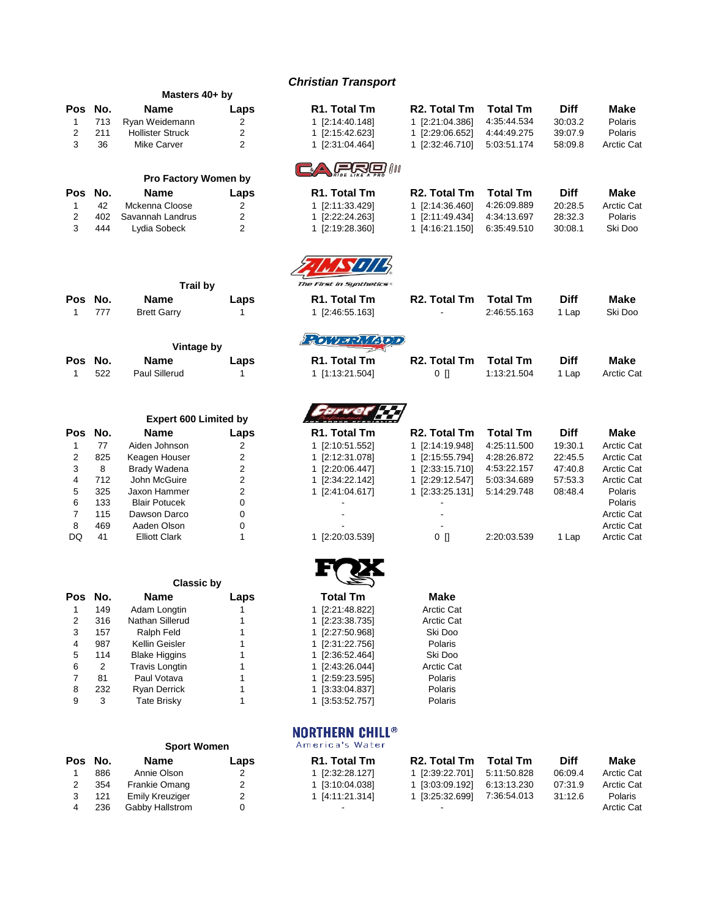*Christian Transport*

### Masters 40+ by

| Pos | No. | Name | Laps | R1. Total Tm | R2. Total Tm | Total Tm | Diff | Make |
|---|---|---|---|---|---|---|---|---|
| 1 | 713 | Ryan Weidemann | 2 | 1 [2:14:40.148] | 1 [2:21:04.386] | 4:35:44.534 | 30:03.2 | Polaris |
| 2 | 211 | Hollister Struck | 2 | 1 [2:15:42.623] | 1 [2:29:06.652] | 4:44:49.275 | 39:07.9 | Polaris |
| 3 | 36 | Mike Carver | 2 | 1 [2:31:04.464] | 1 [2:32:46.710] | 5:03:51.174 | 58:09.8 | Arctic Cat |

### Pro Factory Women by

| Pos | No. | Name | Laps | R1. Total Tm | R2. Total Tm | Total Tm | Diff | Make |
|---|---|---|---|---|---|---|---|---|
| 1 | 42 | Mckenna Cloose | 2 | 1 [2:11:33.429] | 1 [2:14:36.460] | 4:26:09.889 | 20:28.5 | Arctic Cat |
| 2 | 402 | Savannah Landrus | 2 | 1 [2:22:24.263] | 1 [2:11:49.434] | 4:34:13.697 | 28:32.3 | Polaris |
| 3 | 444 | Lydia Sobeck | 2 | 1 [2:19:28.360] | 1 [4:16:21.150] | 6:35:49.510 | 30:08.1 | Ski Doo |

### Trail by

| Pos | No. | Name | Laps | R1. Total Tm | R2. Total Tm | Total Tm | Diff | Make |
|---|---|---|---|---|---|---|---|---|
| 1 | 777 | Brett Garry | 1 | 1 [2:46:55.163] | - | 2:46:55.163 | 1 Lap | Ski Doo |

### Vintage by

| Pos | No. | Name | Laps | R1. Total Tm | R2. Total Tm | Total Tm | Diff | Make |
|---|---|---|---|---|---|---|---|---|
| 1 | 522 | Paul Sillerud | 1 | 1 [1:13:21.504] | 0 [] | 1:13:21.504 | 1 Lap | Arctic Cat |

### Expert 600 Limited by

| Pos | No. | Name | Laps | R1. Total Tm | R2. Total Tm | Total Tm | Diff | Make |
|---|---|---|---|---|---|---|---|---|
| 1 | 77 | Aiden Johnson | 2 | 1 [2:10:51.552] | 1 [2:14:19.948] | 4:25:11.500 | 19:30.1 | Arctic Cat |
| 2 | 825 | Keagen Houser | 2 | 1 [2:12:31.078] | 1 [2:15:55.794] | 4:28:26.872 | 22:45.5 | Arctic Cat |
| 3 | 8 | Brady Wadena | 2 | 1 [2:20:06.447] | 1 [2:33:15.710] | 4:53:22.157 | 47:40.8 | Arctic Cat |
| 4 | 712 | John McGuire | 2 | 1 [2:34:22.142] | 1 [2:29:12.547] | 5:03:34.689 | 57:53.3 | Arctic Cat |
| 5 | 325 | Jaxon Hammer | 2 | 1 [2:41:04.617] | 1 [2:33:25.131] | 5:14:29.748 | 08:48.4 | Polaris |
| 6 | 133 | Blair Potucek | 0 | - | - | | | Polaris |
| 7 | 115 | Dawson Darco | 0 | - | - | | | Arctic Cat |
| 8 | 469 | Aaden Olson | 0 | - | - | | | Arctic Cat |
| DQ | 41 | Elliott Clark | 1 | 1 [2:20:03.539] | 0 [] | 2:20:03.539 | 1 Lap | Arctic Cat |

### Classic by

| Pos | No. | Name | Laps | Total Tm | Make |
|---|---|---|---|---|---|
| 1 | 149 | Adam Longtin | 1 | 1 [2:21:48.822] | Arctic Cat |
| 2 | 316 | Nathan Sillerud | 1 | 1 [2:23:38.735] | Arctic Cat |
| 3 | 157 | Ralph Feld | 1 | 1 [2:27:50.968] | Ski Doo |
| 4 | 987 | Kellin Geisler | 1 | 1 [2:31:22.756] | Polaris |
| 5 | 114 | Blake Higgins | 1 | 1 [2:36:52.464] | Ski Doo |
| 6 | 2 | Travis Longtin | 1 | 1 [2:43:26.044] | Arctic Cat |
| 7 | 81 | Paul Votava | 1 | 1 [2:59:23.595] | Polaris |
| 8 | 232 | Ryan Derrick | 1 | 1 [3:33:04.837] | Polaris |
| 9 | 3 | Tate Brisky | 1 | 1 [3:53:52.757] | Polaris |

### Sport Women

| Pos | No. | Name | Laps | R1. Total Tm | R2. Total Tm | Total Tm | Diff | Make |
|---|---|---|---|---|---|---|---|---|
| 1 | 886 | Annie Olson | 2 | 1 [2:32:28.127] | 1 [2:39:22.701] | 5:11:50.828 | 06:09.4 | Arctic Cat |
| 2 | 354 | Frankie Omang | 2 | 1 [3:10:04.038] | 1 [3:03:09.192] | 6:13:13.230 | 07:31.9 | Arctic Cat |
| 3 | 121 | Emily Kreuziger | 2 | 1 [4:11:21.314] | 1 [3:25:32.699] | 7:36:54.013 | 31:12.6 | Polaris |
| 4 | 236 | Gabby Hallstrom | 0 | - | - | | | Arctic Cat |